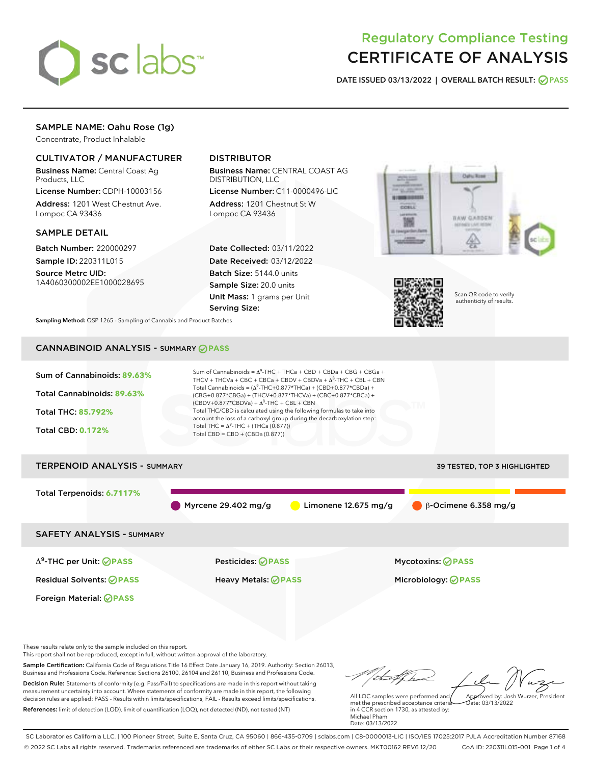# Regulatory Compliance Testing
# CERTIFICATE OF ANALYSIS

**DATE ISSUED 03/13/2022 | OVERALL BATCH RESULT: PASS**

## SAMPLE NAME: Oahu Rose (1g)

Concentrate, Product Inhalable

### CULTIVATOR / MANUFACTURER

**Business Name:** Central Coast Ag Products, LLC

**License Number:** CDPH-10003156

**Address:** 1201 West Chestnut Ave. Lompoc CA 93436

### DISTRIBUTOR

**Business Name:** CENTRAL COAST AG DISTRIBUTION, LLC

**License Number:** C11-0000496-LIC

**Address:** 1201 Chestnut St W Lompoc CA 93436

### SAMPLE DETAIL

**Batch Number:** 220000297

**Sample ID:** 220311L015

**Source Metrc UID:** 1A4060300002EE1000028695

**Date Collected:** 03/11/2022

**Date Received:** 03/12/2022

**Batch Size:** 5144.0 units

**Sample Size:** 20.0 units

**Unit Mass:** 1 grams per Unit

**Serving Size:**

Scan QR code to verify authenticity of results.

**Sampling Method:** QSP 1265 - Sampling of Cannabis and Product Batches

## CANNABINOID ANALYSIS - SUMMARY PASS

**Sum of Cannabinoids:** 89.63%

**Total Cannabinoids:** 89.63%

**Total THC:** 85.792%

**Total CBD:** 0.172%

Sum of Cannabinoids = $\Delta^9$-THC + THCa + CBD + CBDa + CBG + CBGa + THCV + THCVa + CBC + CBCa + CBDV + CBDVa + $\Delta^8$-THC + CBL + CBN

Total Cannabinoids = ($\Delta^9$-THC+0.877\*THCa) + (CBD+0.877\*CBDa) + (CBG+0.877\*CBGa) + (THCV+0.877\*THCVa) + (CBC+0.877\*CBCa) + (CBDV+0.877\*CBDVa) + $\Delta^8$-THC + CBL + CBN

Total THC/CBD is calculated using the following formulas to take into account the loss of a carboxyl group during the decarboxylation step:

Total THC = $\Delta^9$-THC + (THCa (0.877))

Total CBD = CBD + (CBDa (0.877))

## TERPENOID ANALYSIS - SUMMARY

39 TESTED, TOP 3 HIGHLIGHTED

**Total Terpenoids:** 6.7117%

Myrcene 29.402 mg/g | Limonene 12.675 mg/g | β-Ocimene 6.358 mg/g

## SAFETY ANALYSIS - SUMMARY

| | | |
|---|---|---|
| $\Delta^9$-THC per Unit: PASS | Pesticides: PASS | Mycotoxins: PASS |
| Residual Solvents: PASS | Heavy Metals: PASS | Microbiology: PASS |
| Foreign Material: PASS | | |

These results relate only to the sample included on this report.
This report shall not be reproduced, except in full, without written approval of the laboratory.

**Sample Certification:** California Code of Regulations Title 16 Effect Date January 16, 2019. Authority: Section 26013, Business and Professions Code. Reference: Sections 26100, 26104 and 26110, Business and Professions Code.

**Decision Rule:** Statements of conformity (e.g. Pass/Fail) to specifications are made in this report without taking measurement uncertainty into account. Where statements of conformity are made in this report, the following decision rules are applied: PASS - Results within limits/specifications, FAIL - Results exceed limits/specifications.

**References:** limit of detection (LOD), limit of quantification (LOQ), not detected (ND), not tested (NT)

All LQC samples were performed and met the prescribed acceptance criteria in 4 CCR section 1730, as attested by: Michael Pham
Date: 03/13/2022

Approved by: Josh Wurzer, President
Date: 03/13/2022

SC Laboratories California LLC. | 100 Pioneer Street, Suite E, Santa Cruz, CA 95060 | 866-435-0709 | sclabs.com | C8-0000013-LIC | ISO/IES 17025:2017 PJLA Accreditation Number 87168
© 2022 SC Labs all rights reserved. Trademarks referenced are trademarks of either SC Labs or their respective owners. MKT00162 REV6 12/20 CoA ID: 220311L015-001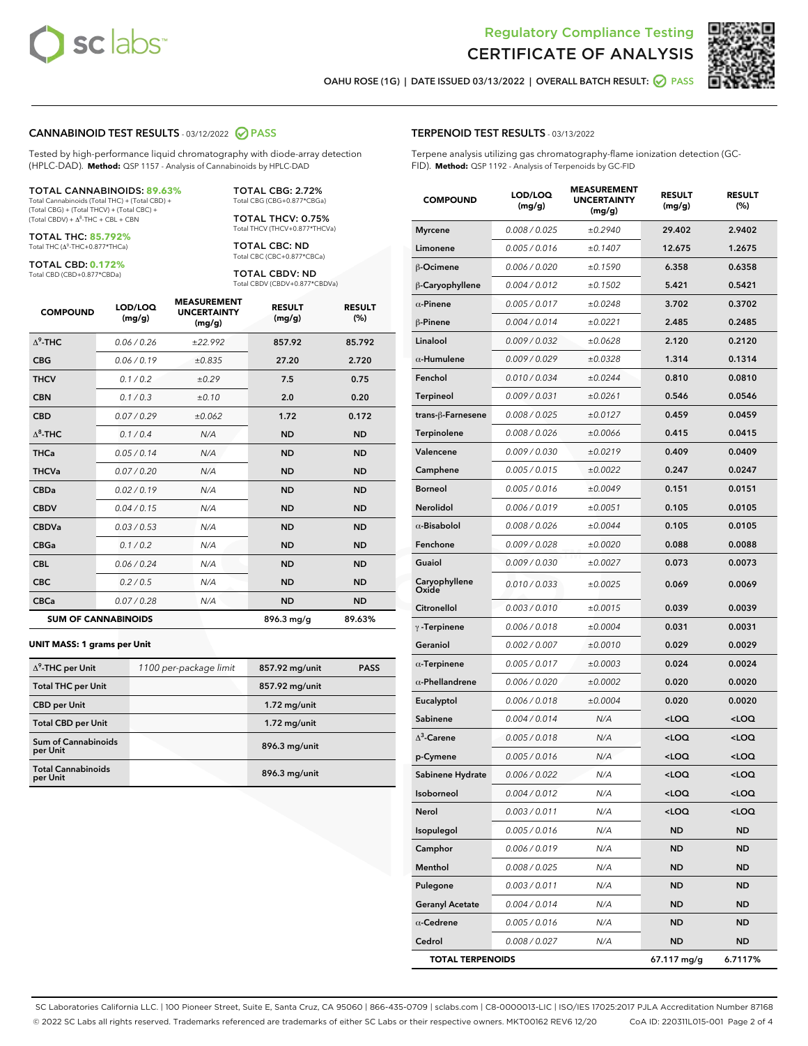Regulatory Compliance Testing
# CERTIFICATE OF ANALYSIS

OAHU ROSE (1G) | DATE ISSUED 03/13/2022 | OVERALL BATCH RESULT: PASS

## CANNABINOID TEST RESULTS - 03/12/2022 PASS

Tested by high-performance liquid chromatography with diode-array detection (HPLC-DAD). **Method:** QSP 1157 - Analysis of Cannabinoids by HPLC-DAD

**TOTAL CANNABINOIDS: 89.63%**
Total Cannabinoids (Total THC) + (Total CBD) + (Total CBG) + (Total THCV) + (Total CBC) + (Total CBDV) + $\Delta^8$-THC + CBL + CBN

**TOTAL THC: 85.792%**
Total THC ($\Delta^9$-THC+0.877*THCa)

**TOTAL CBD: 0.172%**
Total CBD (CBD+0.877*CBDa)

**TOTAL CBG: 2.72%**
Total CBG (CBG+0.877*CBGa)

**TOTAL THCV: 0.75%**
Total THCV (THCV+0.877*THCVa)

**TOTAL CBC: ND**
Total CBC (CBC+0.877*CBCa)

**TOTAL CBDV: ND**
Total CBDV (CBDV+0.877*CBDVa)

| COMPOUND | LOD/LOQ (mg/g) | MEASUREMENT UNCERTAINTY (mg/g) | RESULT (mg/g) | RESULT (%) |
|---|---|---|---|---|
| $\Delta^9$-THC | 0.06 / 0.26 | ±22.992 | 857.92 | 85.792 |
| CBG | 0.06 / 0.19 | ±0.835 | 27.20 | 2.720 |
| THCV | 0.1 / 0.2 | ±0.29 | 7.5 | 0.75 |
| CBN | 0.1 / 0.3 | ±0.10 | 2.0 | 0.20 |
| CBD | 0.07 / 0.29 | ±0.062 | 1.72 | 0.172 |
| $\Delta^8$-THC | 0.1 / 0.4 | N/A | ND | ND |
| THCa | 0.05 / 0.14 | N/A | ND | ND |
| THCVa | 0.07 / 0.20 | N/A | ND | ND |
| CBDa | 0.02 / 0.19 | N/A | ND | ND |
| CBDV | 0.04 / 0.15 | N/A | ND | ND |
| CBDVa | 0.03 / 0.53 | N/A | ND | ND |
| CBGa | 0.1 / 0.2 | N/A | ND | ND |
| CBL | 0.06 / 0.24 | N/A | ND | ND |
| CBC | 0.2 / 0.5 | N/A | ND | ND |
| CBCa | 0.07 / 0.28 | N/A | ND | ND |
| **SUM OF CANNABINOIDS** | | | 896.3 mg/g | 89.63% |

**UNIT MASS: 1 grams per Unit**

| | | | |
|---|---|---|---|
| $\Delta^9$-THC per Unit | 1100 per-package limit | 857.92 mg/unit | PASS |
| Total THC per Unit | | 857.92 mg/unit | |
| CBD per Unit | | 1.72 mg/unit | |
| Total CBD per Unit | | 1.72 mg/unit | |
| Sum of Cannabinoids per Unit | | 896.3 mg/unit | |
| Total Cannabinoids per Unit | | 896.3 mg/unit | |

## TERPENOID TEST RESULTS - 03/13/2022

Terpene analysis utilizing gas chromatography-flame ionization detection (GC-FID). **Method:** QSP 1192 - Analysis of Terpenoids by GC-FID

| COMPOUND | LOD/LOQ (mg/g) | MEASUREMENT UNCERTAINTY (mg/g) | RESULT (mg/g) | RESULT (%) |
|---|---|---|---|---|
| Myrcene | 0.008 / 0.025 | ±0.2940 | 29.402 | 2.9402 |
| Limonene | 0.005 / 0.016 | ±0.1407 | 12.675 | 1.2675 |
| β-Ocimene | 0.006 / 0.020 | ±0.1590 | 6.358 | 0.6358 |
| β-Caryophyllene | 0.004 / 0.012 | ±0.1502 | 5.421 | 0.5421 |
| α-Pinene | 0.005 / 0.017 | ±0.0248 | 3.702 | 0.3702 |
| β-Pinene | 0.004 / 0.014 | ±0.0221 | 2.485 | 0.2485 |
| Linalool | 0.009 / 0.032 | ±0.0628 | 2.120 | 0.2120 |
| α-Humulene | 0.009 / 0.029 | ±0.0328 | 1.314 | 0.1314 |
| Fenchol | 0.010 / 0.034 | ±0.0244 | 0.810 | 0.0810 |
| Terpineol | 0.009 / 0.031 | ±0.0261 | 0.546 | 0.0546 |
| trans-β-Farnesene | 0.008 / 0.025 | ±0.0127 | 0.459 | 0.0459 |
| Terpinolene | 0.008 / 0.026 | ±0.0066 | 0.415 | 0.0415 |
| Valencene | 0.009 / 0.030 | ±0.0219 | 0.409 | 0.0409 |
| Camphene | 0.005 / 0.015 | ±0.0022 | 0.247 | 0.0247 |
| Borneol | 0.005 / 0.016 | ±0.0049 | 0.151 | 0.0151 |
| Nerolidol | 0.006 / 0.019 | ±0.0051 | 0.105 | 0.0105 |
| α-Bisabolol | 0.008 / 0.026 | ±0.0044 | 0.105 | 0.0105 |
| Fenchone | 0.009 / 0.028 | ±0.0020 | 0.088 | 0.0088 |
| Guaiol | 0.009 / 0.030 | ±0.0027 | 0.073 | 0.0073 |
| Caryophyllene Oxide | 0.010 / 0.033 | ±0.0025 | 0.069 | 0.0069 |
| Citronellol | 0.003 / 0.010 | ±0.0015 | 0.039 | 0.0039 |
| γ-Terpinene | 0.006 / 0.018 | ±0.0004 | 0.031 | 0.0031 |
| Geraniol | 0.002 / 0.007 | ±0.0010 | 0.029 | 0.0029 |
| α-Terpinene | 0.005 / 0.017 | ±0.0003 | 0.024 | 0.0024 |
| α-Phellandrene | 0.006 / 0.020 | ±0.0002 | 0.020 | 0.0020 |
| Eucalyptol | 0.006 / 0.018 | ±0.0004 | 0.020 | 0.0020 |
| Sabinene | 0.004 / 0.014 | N/A | <LOQ | <LOQ |
| $\Delta^3$-Carene | 0.005 / 0.018 | N/A | <LOQ | <LOQ |
| p-Cymene | 0.005 / 0.016 | N/A | <LOQ | <LOQ |
| Sabinene Hydrate | 0.006 / 0.022 | N/A | <LOQ | <LOQ |
| Isoborneol | 0.004 / 0.012 | N/A | <LOQ | <LOQ |
| Nerol | 0.003 / 0.011 | N/A | <LOQ | <LOQ |
| Isopulegol | 0.005 / 0.016 | N/A | ND | ND |
| Camphor | 0.006 / 0.019 | N/A | ND | ND |
| Menthol | 0.008 / 0.025 | N/A | ND | ND |
| Pulegone | 0.003 / 0.011 | N/A | ND | ND |
| Geranyl Acetate | 0.004 / 0.014 | N/A | ND | ND |
| α-Cedrene | 0.005 / 0.016 | N/A | ND | ND |
| Cedrol | 0.008 / 0.027 | N/A | ND | ND |
| **TOTAL TERPENOIDS** | | | 67.117 mg/g | 6.7117% |

SC Laboratories California LLC. | 100 Pioneer Street, Suite E, Santa Cruz, CA 95060 | 866-435-0709 | sclabs.com | C8-0000013-LIC | ISO/IES 17025:2017 PJLA Accreditation Number 87168
© 2022 SC Labs all rights reserved. Trademarks referenced are trademarks of either SC Labs or their respective owners. MKT00162 REV6 12/20 CoA ID: 220311L015-001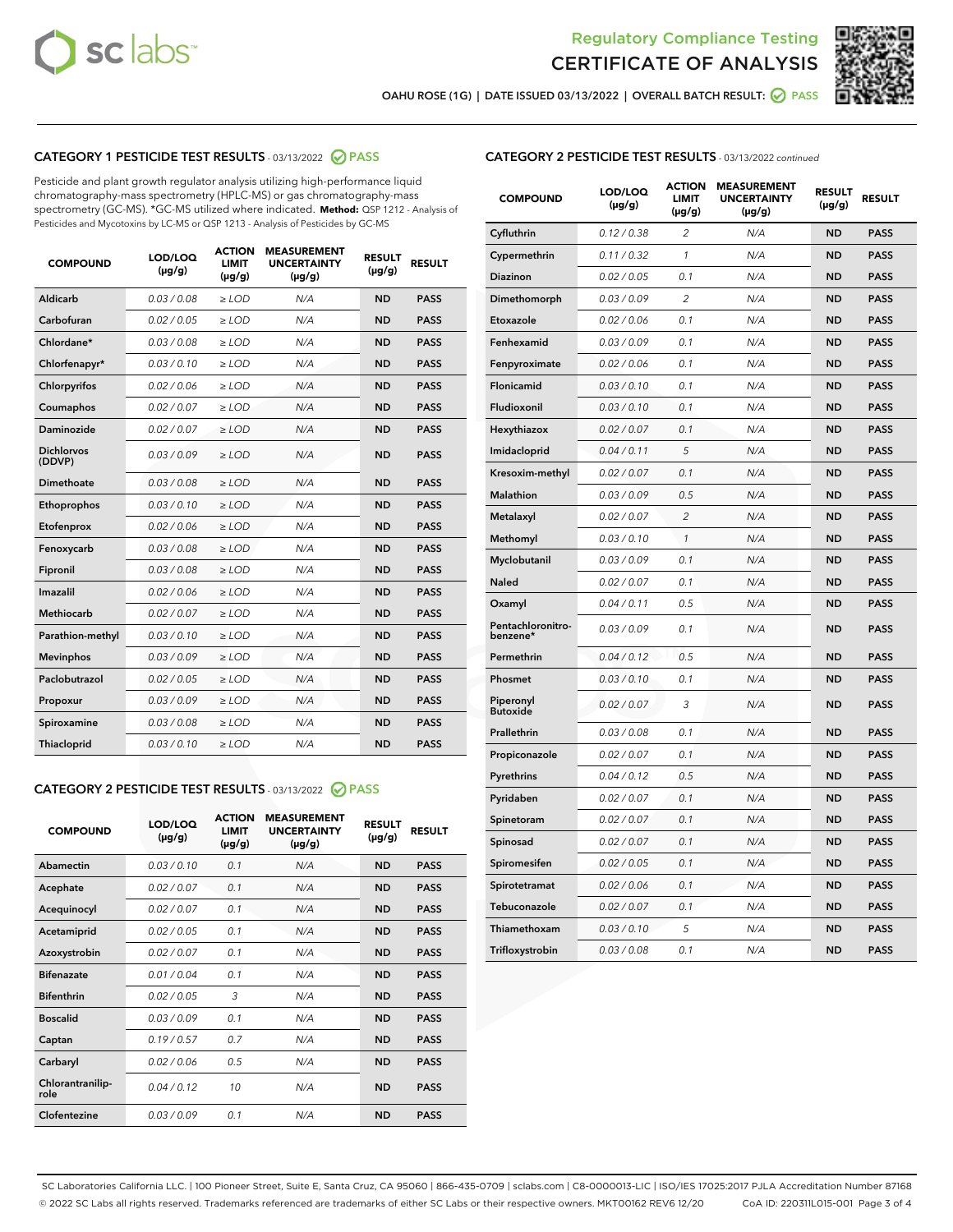Regulatory Compliance Testing

# CERTIFICATE OF ANALYSIS

OAHU ROSE (1G) | DATE ISSUED 03/13/2022 | OVERALL BATCH RESULT: PASS

## CATEGORY 1 PESTICIDE TEST RESULTS - 03/13/2022 PASS

Pesticide and plant growth regulator analysis utilizing high-performance liquid chromatography-mass spectrometry (HPLC-MS) or gas chromatography-mass spectrometry (GC-MS). *GC-MS utilized where indicated. **Method:** QSP 1212 - Analysis of Pesticides and Mycotoxins by LC-MS or QSP 1213 - Analysis of Pesticides by GC-MS

| COMPOUND | LOD/LOQ (µg/g) | ACTION LIMIT (µg/g) | MEASUREMENT UNCERTAINTY (µg/g) | RESULT (µg/g) | RESULT |
|---|---|---|---|---|---|
| Aldicarb | 0.03 / 0.08 | ≥ LOD | N/A | ND | PASS |
| Carbofuran | 0.02 / 0.05 | ≥ LOD | N/A | ND | PASS |
| Chlordane* | 0.03 / 0.08 | ≥ LOD | N/A | ND | PASS |
| Chlorfenapyr* | 0.03 / 0.10 | ≥ LOD | N/A | ND | PASS |
| Chlorpyrifos | 0.02 / 0.06 | ≥ LOD | N/A | ND | PASS |
| Coumaphos | 0.02 / 0.07 | ≥ LOD | N/A | ND | PASS |
| Daminozide | 0.02 / 0.07 | ≥ LOD | N/A | ND | PASS |
| Dichlorvos (DDVP) | 0.03 / 0.09 | ≥ LOD | N/A | ND | PASS |
| Dimethoate | 0.03 / 0.08 | ≥ LOD | N/A | ND | PASS |
| Ethoprophos | 0.03 / 0.10 | ≥ LOD | N/A | ND | PASS |
| Etofenprox | 0.02 / 0.06 | ≥ LOD | N/A | ND | PASS |
| Fenoxycarb | 0.03 / 0.08 | ≥ LOD | N/A | ND | PASS |
| Fipronil | 0.03 / 0.08 | ≥ LOD | N/A | ND | PASS |
| Imazalil | 0.02 / 0.06 | ≥ LOD | N/A | ND | PASS |
| Methiocarb | 0.02 / 0.07 | ≥ LOD | N/A | ND | PASS |
| Parathion-methyl | 0.03 / 0.10 | ≥ LOD | N/A | ND | PASS |
| Mevinphos | 0.03 / 0.09 | ≥ LOD | N/A | ND | PASS |
| Paclobutrazol | 0.02 / 0.05 | ≥ LOD | N/A | ND | PASS |
| Propoxur | 0.03 / 0.09 | ≥ LOD | N/A | ND | PASS |
| Spiroxamine | 0.03 / 0.08 | ≥ LOD | N/A | ND | PASS |
| Thiacloprid | 0.03 / 0.10 | ≥ LOD | N/A | ND | PASS |

## CATEGORY 2 PESTICIDE TEST RESULTS - 03/13/2022 PASS

| COMPOUND | LOD/LOQ (µg/g) | ACTION LIMIT (µg/g) | MEASUREMENT UNCERTAINTY (µg/g) | RESULT (µg/g) | RESULT |
|---|---|---|---|---|---|
| Abamectin | 0.03 / 0.10 | 0.1 | N/A | ND | PASS |
| Acephate | 0.02 / 0.07 | 0.1 | N/A | ND | PASS |
| Acequinocyl | 0.02 / 0.07 | 0.1 | N/A | ND | PASS |
| Acetamiprid | 0.02 / 0.05 | 0.1 | N/A | ND | PASS |
| Azoxystrobin | 0.02 / 0.07 | 0.1 | N/A | ND | PASS |
| Bifenazate | 0.01 / 0.04 | 0.1 | N/A | ND | PASS |
| Bifenthrin | 0.02 / 0.05 | 3 | N/A | ND | PASS |
| Boscalid | 0.03 / 0.09 | 0.1 | N/A | ND | PASS |
| Captan | 0.19 / 0.57 | 0.7 | N/A | ND | PASS |
| Carbaryl | 0.02 / 0.06 | 0.5 | N/A | ND | PASS |
| Chlorantraniliprole | 0.04 / 0.12 | 10 | N/A | ND | PASS |
| Clofentezine | 0.03 / 0.09 | 0.1 | N/A | ND | PASS |
| Cyfluthrin | 0.12 / 0.38 | 2 | N/A | ND | PASS |
| Cypermethrin | 0.11 / 0.32 | 1 | N/A | ND | PASS |
| Diazinon | 0.02 / 0.05 | 0.1 | N/A | ND | PASS |
| Dimethomorph | 0.03 / 0.09 | 2 | N/A | ND | PASS |
| Etoxazole | 0.02 / 0.06 | 0.1 | N/A | ND | PASS |
| Fenhexamid | 0.03 / 0.09 | 0.1 | N/A | ND | PASS |
| Fenpyroximate | 0.02 / 0.06 | 0.1 | N/A | ND | PASS |
| Flonicamid | 0.03 / 0.10 | 0.1 | N/A | ND | PASS |
| Fludioxonil | 0.03 / 0.10 | 0.1 | N/A | ND | PASS |
| Hexythiazox | 0.02 / 0.07 | 0.1 | N/A | ND | PASS |
| Imidacloprid | 0.04 / 0.11 | 5 | N/A | ND | PASS |
| Kresoxim-methyl | 0.02 / 0.07 | 0.1 | N/A | ND | PASS |
| Malathion | 0.03 / 0.09 | 0.5 | N/A | ND | PASS |
| Metalaxyl | 0.02 / 0.07 | 2 | N/A | ND | PASS |
| Methomyl | 0.03 / 0.10 | 1 | N/A | ND | PASS |
| Myclobutanil | 0.03 / 0.09 | 0.1 | N/A | ND | PASS |
| Naled | 0.02 / 0.07 | 0.1 | N/A | ND | PASS |
| Oxamyl | 0.04 / 0.11 | 0.5 | N/A | ND | PASS |
| Pentachloronitrobenzene* | 0.03 / 0.09 | 0.1 | N/A | ND | PASS |
| Permethrin | 0.04 / 0.12 | 0.5 | N/A | ND | PASS |
| Phosmet | 0.03 / 0.10 | 0.1 | N/A | ND | PASS |
| Piperonyl Butoxide | 0.02 / 0.07 | 3 | N/A | ND | PASS |
| Prallethrin | 0.03 / 0.08 | 0.1 | N/A | ND | PASS |
| Propiconazole | 0.02 / 0.07 | 0.1 | N/A | ND | PASS |
| Pyrethrins | 0.04 / 0.12 | 0.5 | N/A | ND | PASS |
| Pyridaben | 0.02 / 0.07 | 0.1 | N/A | ND | PASS |
| Spinetoram | 0.02 / 0.07 | 0.1 | N/A | ND | PASS |
| Spinosad | 0.02 / 0.07 | 0.1 | N/A | ND | PASS |
| Spiromesifen | 0.02 / 0.05 | 0.1 | N/A | ND | PASS |
| Spirotetramat | 0.02 / 0.06 | 0.1 | N/A | ND | PASS |
| Tebuconazole | 0.02 / 0.07 | 0.1 | N/A | ND | PASS |
| Thiamethoxam | 0.03 / 0.10 | 5 | N/A | ND | PASS |
| Trifloxystrobin | 0.03 / 0.08 | 0.1 | N/A | ND | PASS |

SC Laboratories California LLC. | 100 Pioneer Street, Suite E, Santa Cruz, CA 95060 | 866-435-0709 | sclabs.com | C8-0000013-LIC | ISO/IES 17025:2017 PJLA Accreditation Number 87168
© 2022 SC Labs all rights reserved. Trademarks referenced are trademarks of either SC Labs or their respective owners. MKT00162 REV6 12/20 CoA ID: 220311L015-001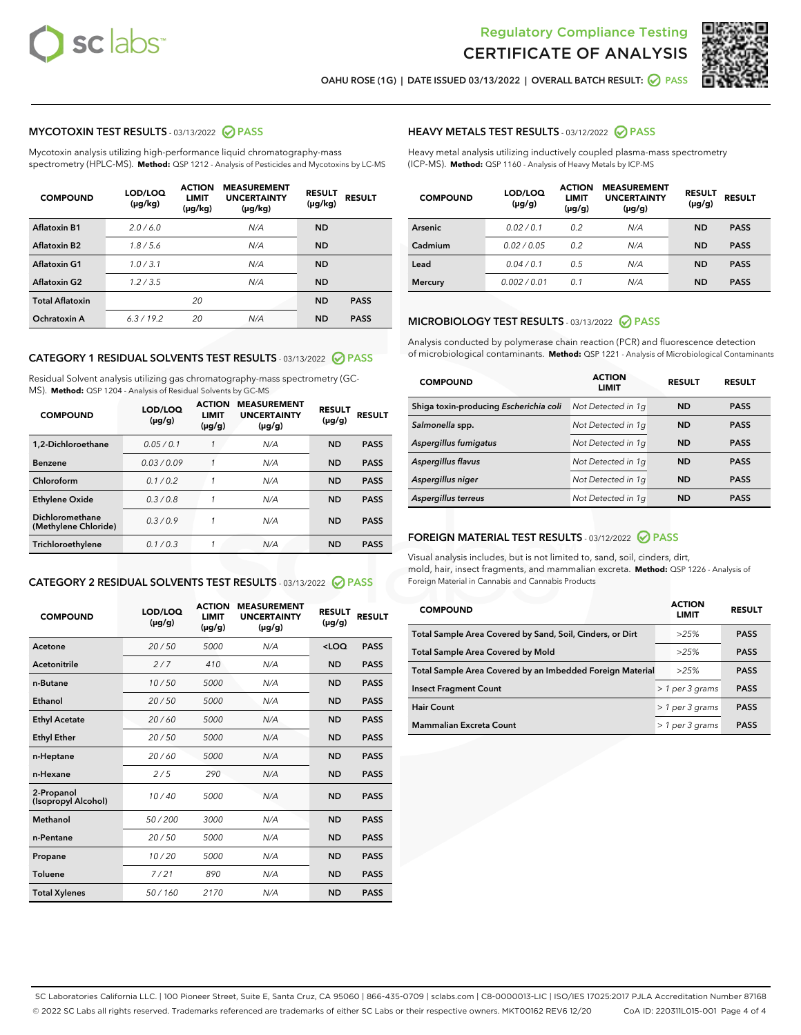Regulatory Compliance Testing
# CERTIFICATE OF ANALYSIS

OAHU ROSE (1G) | DATE ISSUED 03/13/2022 | OVERALL BATCH RESULT: PASS

## MYCOTOXIN TEST RESULTS - 03/13/2022 PASS

Mycotoxin analysis utilizing high-performance liquid chromatography-mass spectrometry (HPLC-MS). **Method:** QSP 1212 - Analysis of Pesticides and Mycotoxins by LC-MS

| COMPOUND | LOD/LOQ (μg/kg) | ACTION LIMIT (μg/kg) | MEASUREMENT UNCERTAINTY (μg/kg) | RESULT (μg/kg) | RESULT |
|---|---|---|---|---|---|
| Aflatoxin B1 | 2.0 / 6.0 | | N/A | ND | |
| Aflatoxin B2 | 1.8 / 5.6 | | N/A | ND | |
| Aflatoxin G1 | 1.0 / 3.1 | | N/A | ND | |
| Aflatoxin G2 | 1.2 / 3.5 | | N/A | ND | |
| Total Aflatoxin | | 20 | | ND | PASS |
| Ochratoxin A | 6.3 / 19.2 | 20 | N/A | ND | PASS |

## CATEGORY 1 RESIDUAL SOLVENTS TEST RESULTS - 03/13/2022 PASS

Residual Solvent analysis utilizing gas chromatography-mass spectrometry (GC-MS). **Method:** QSP 1204 - Analysis of Residual Solvents by GC-MS

| COMPOUND | LOD/LOQ (μg/g) | ACTION LIMIT (μg/g) | MEASUREMENT UNCERTAINTY (μg/g) | RESULT (μg/g) | RESULT |
|---|---|---|---|---|---|
| 1,2-Dichloroethane | 0.05 / 0.1 | 1 | N/A | ND | PASS |
| Benzene | 0.03 / 0.09 | 1 | N/A | ND | PASS |
| Chloroform | 0.1 / 0.2 | 1 | N/A | ND | PASS |
| Ethylene Oxide | 0.3 / 0.8 | 1 | N/A | ND | PASS |
| Dichloromethane (Methylene Chloride) | 0.3 / 0.9 | 1 | N/A | ND | PASS |
| Trichloroethylene | 0.1 / 0.3 | 1 | N/A | ND | PASS |

## CATEGORY 2 RESIDUAL SOLVENTS TEST RESULTS - 03/13/2022 PASS

| COMPOUND | LOD/LOQ (μg/g) | ACTION LIMIT (μg/g) | MEASUREMENT UNCERTAINTY (μg/g) | RESULT (μg/g) | RESULT |
|---|---|---|---|---|---|
| Acetone | 20 / 50 | 5000 | N/A | <LOQ | PASS |
| Acetonitrile | 2 / 7 | 410 | N/A | ND | PASS |
| n-Butane | 10 / 50 | 5000 | N/A | ND | PASS |
| Ethanol | 20 / 50 | 5000 | N/A | ND | PASS |
| Ethyl Acetate | 20 / 60 | 5000 | N/A | ND | PASS |
| Ethyl Ether | 20 / 50 | 5000 | N/A | ND | PASS |
| n-Heptane | 20 / 60 | 5000 | N/A | ND | PASS |
| n-Hexane | 2 / 5 | 290 | N/A | ND | PASS |
| 2-Propanol (Isopropyl Alcohol) | 10 / 40 | 5000 | N/A | ND | PASS |
| Methanol | 50 / 200 | 3000 | N/A | ND | PASS |
| n-Pentane | 20 / 50 | 5000 | N/A | ND | PASS |
| Propane | 10 / 20 | 5000 | N/A | ND | PASS |
| Toluene | 7 / 21 | 890 | N/A | ND | PASS |
| Total Xylenes | 50 / 160 | 2170 | N/A | ND | PASS |

## HEAVY METALS TEST RESULTS - 03/12/2022 PASS

Heavy metal analysis utilizing inductively coupled plasma-mass spectrometry (ICP-MS). **Method:** QSP 1160 - Analysis of Heavy Metals by ICP-MS

| COMPOUND | LOD/LOQ (μg/g) | ACTION LIMIT (μg/g) | MEASUREMENT UNCERTAINTY (μg/g) | RESULT (μg/g) | RESULT |
|---|---|---|---|---|---|
| Arsenic | 0.02 / 0.1 | 0.2 | N/A | ND | PASS |
| Cadmium | 0.02 / 0.05 | 0.2 | N/A | ND | PASS |
| Lead | 0.04 / 0.1 | 0.5 | N/A | ND | PASS |
| Mercury | 0.002 / 0.01 | 0.1 | N/A | ND | PASS |

## MICROBIOLOGY TEST RESULTS - 03/13/2022 PASS

Analysis conducted by polymerase chain reaction (PCR) and fluorescence detection of microbiological contaminants. **Method:** QSP 1221 - Analysis of Microbiological Contaminants

| COMPOUND | ACTION LIMIT | RESULT | RESULT |
|---|---|---|---|
| Shiga toxin-producing *Escherichia coli* | Not Detected in 1g | ND | PASS |
| *Salmonella* spp. | Not Detected in 1g | ND | PASS |
| *Aspergillus fumigatus* | Not Detected in 1g | ND | PASS |
| *Aspergillus flavus* | Not Detected in 1g | ND | PASS |
| *Aspergillus niger* | Not Detected in 1g | ND | PASS |
| *Aspergillus terreus* | Not Detected in 1g | ND | PASS |

## FOREIGN MATERIAL TEST RESULTS - 03/12/2022 PASS

Visual analysis includes, but is not limited to, sand, soil, cinders, dirt, mold, hair, insect fragments, and mammalian excreta. **Method:** QSP 1226 - Analysis of Foreign Material in Cannabis and Cannabis Products

| COMPOUND | ACTION LIMIT | RESULT |
|---|---|---|
| Total Sample Area Covered by Sand, Soil, Cinders, or Dirt | >25% | PASS |
| Total Sample Area Covered by Mold | >25% | PASS |
| Total Sample Area Covered by an Imbedded Foreign Material | >25% | PASS |
| Insect Fragment Count | > 1 per 3 grams | PASS |
| Hair Count | > 1 per 3 grams | PASS |
| Mammalian Excreta Count | > 1 per 3 grams | PASS |

SC Laboratories California LLC. | 100 Pioneer Street, Suite E, Santa Cruz, CA 95060 | 866-435-0709 | sclabs.com | C8-0000013-LIC | ISO/IES 17025:2017 PJLA Accreditation Number 87168
© 2022 SC Labs all rights reserved. Trademarks referenced are trademarks of either SC Labs or their respective owners. MKT00162 REV6 12/20 CoA ID: 220311L015-001